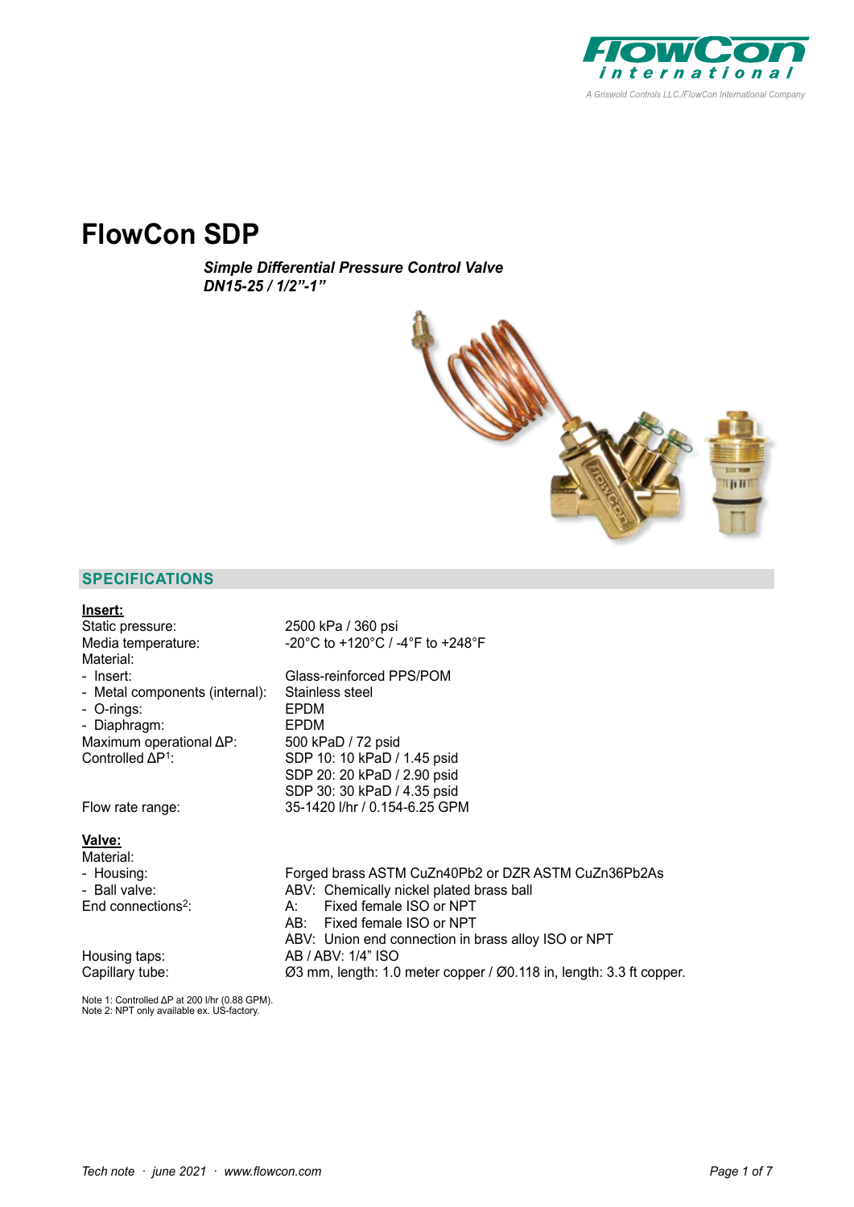# FlowCon SDP

***Simple Differential Pressure Control Valve***
***DN15-25 / 1/2”-1”***

## SPECIFICATIONS

**Insert:**

| | |
|---|---|
| Static pressure: | 2500 kPa / 360 psi |
| Media temperature: | -20°C to +120°C / -4°F to +248°F |
| Material: | |
| - Insert: | Glass-reinforced PPS/POM |
| - Metal components (internal): | Stainless steel |
| - O-rings: | EPDM |
| - Diaphragm: | EPDM |
| Maximum operational ΔP: | 500 kPaD / 72 psid |
| Controlled ΔP[1]: | SDP 10: 10 kPaD / 1.45 psid |
| | SDP 20: 20 kPaD / 2.90 psid |
| | SDP 30: 30 kPaD / 4.35 psid |
| Flow rate range: | 35-1420 l/hr / 0.154-6.25 GPM |

**Valve:**

| | |
|---|---|
| Material: | |
| - Housing: | Forged brass ASTM CuZn40Pb2 or DZR ASTM CuZn36Pb2As |
| - Ball valve: | ABV: Chemically nickel plated brass ball |
| End connections[2]: | A: Fixed female ISO or NPT |
| | AB: Fixed female ISO or NPT |
| | ABV: Union end connection in brass alloy ISO or NPT |
| Housing taps: | AB / ABV: 1/4” ISO |
| Capillary tube: | Ø3 mm, length: 1.0 meter copper / Ø0.118 in, length: 3.3 ft copper. |

Note 1: Controlled ΔP at 200 l/hr (0.88 GPM).
Note 2: NPT only available ex. US-factory.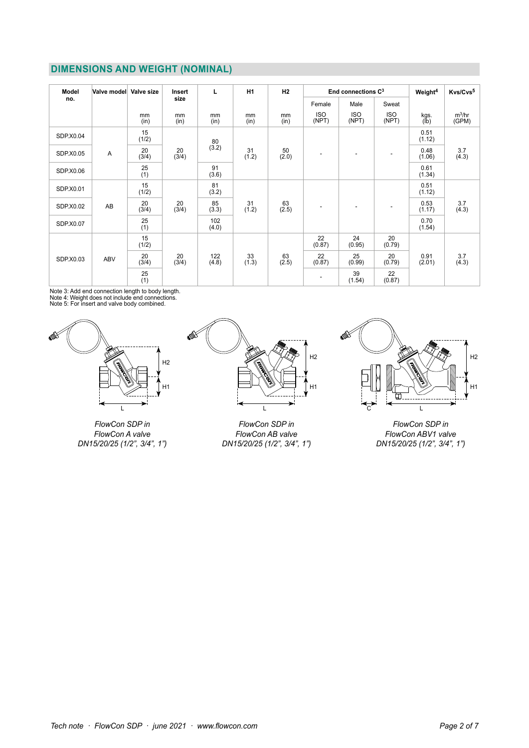## DIMENSIONS AND WEIGHT (NOMINAL)

| Model no. | Valve model | Valve size | Insert size | L | H1 | H2 | End connections C[3] | | | Weight[4] | Kvs/Cvs[5] |
|---|---|---|---|---|---|---|---|---|---|---|---|
| | | | | | | | Female | Male | Sweat | | |
| | | mm (in) | mm (in) | mm (in) | mm (in) | mm (in) | ISO (NPT) | ISO (NPT) | ISO (NPT) | kgs. (lb) | $m^3$/hr (GPM) |
| SDP.X0.04 | A | 15 (1/2) | 20 (3/4) | 80 (3.2) | 31 (1.2) | 50 (2.0) | - | - | - | 0.51 (1.12) | 3.7 (4.3) |
| SDP.X0.05 | | 20 (3/4) | | | | | | | | 0.48 (1.06) | |
| SDP.X0.06 | | 25 (1) | | 91 (3.6) | | | | | | 0.61 (1.34) | |
| SDP.X0.01 | AB | 15 (1/2) | 20 (3/4) | 81 (3.2) | 31 (1.2) | 63 (2.5) | - | - | - | 0.51 (1.12) | 3.7 (4.3) |
| SDP.X0.02 | | 20 (3/4) | | 85 (3.3) | | | | | | 0.53 (1.17) | |
| SDP.X0.07 | | 25 (1) | | 102 (4.0) | | | | | | 0.70 (1.54) | |
| SDP.X0.03 | ABV | 15 (1/2) | 20 (3/4) | 122 (4.8) | 33 (1.3) | 63 (2.5) | 22 (0.87) | 24 (0.95) | 20 (0.79) | 0.91 (2.01) | 3.7 (4.3) |
| | | 20 (3/4) | | | | | 22 (0.87) | 25 (0.99) | 20 (0.79) | | |
| | | 25 (1) | | | | | - | 39 (1.54) | 22 (0.87) | | |

Note 3: Add end connection length to body length.
Note 4: Weight does not include end connections.
Note 5: For insert and valve body combined.

*FlowCon SDP in FlowCon A valve DN15/20/25 (1/2", 3/4", 1")*

*FlowCon SDP in FlowCon AB valve DN15/20/25 (1/2", 3/4", 1")*

*FlowCon SDP in FlowCon ABV1 valve DN15/20/25 (1/2", 3/4", 1")*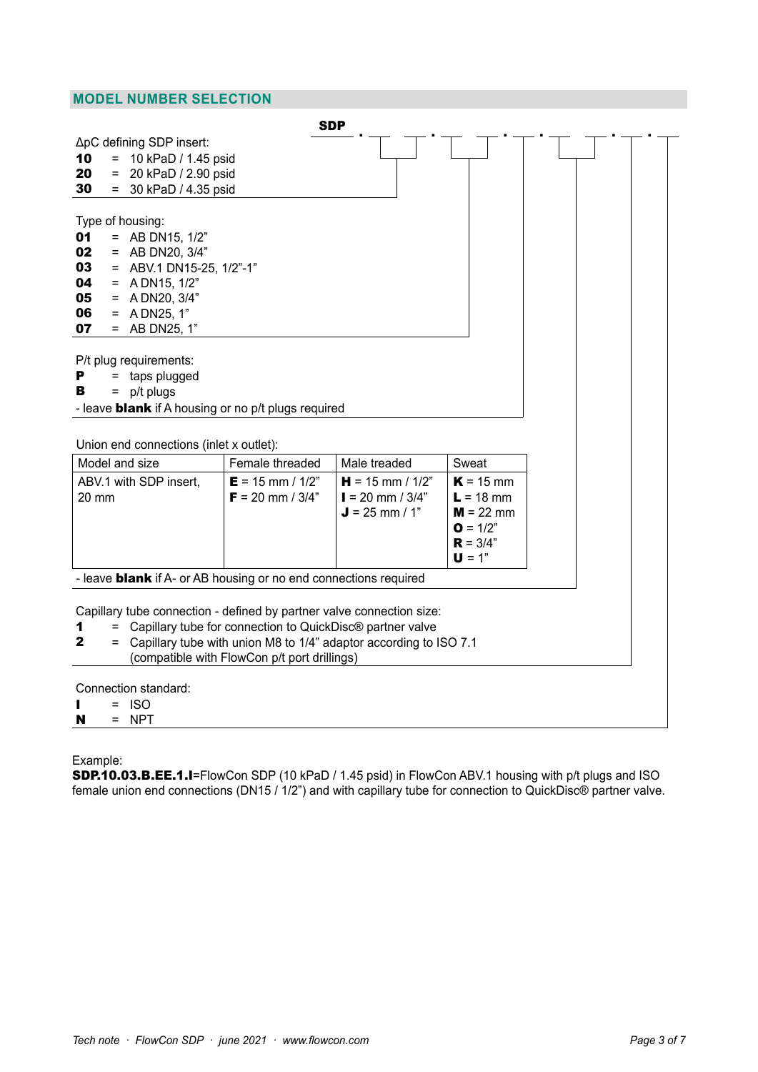## MODEL NUMBER SELECTION

**SDP** . __ __ . __ __ . __ . __ __ . __ . __

ΔpC defining SDP insert:
**10** = 10 kPaD / 1.45 psid
**20** = 20 kPaD / 2.90 psid
**30** = 30 kPaD / 4.35 psid

Type of housing:
**01** = AB DN15, 1/2”
**02** = AB DN20, 3/4”
**03** = ABV.1 DN15-25, 1/2”-1”
**04** = A DN15, 1/2”
**05** = A DN20, 3/4”
**06** = A DN25, 1”
**07** = AB DN25, 1”

P/t plug requirements:
**P** = taps plugged
**B** = p/t plugs
- leave **blank** if A housing or no p/t plugs required

Union end connections (inlet x outlet):

| Model and size | Female threaded | Male treaded | Sweat |
|---|---|---|---|
| ABV.1 with SDP insert, 20 mm | **E** = 15 mm / 1/2”<br>**F** = 20 mm / 3/4” | **H** = 15 mm / 1/2”<br>**I** = 20 mm / 3/4”<br>**J** = 25 mm / 1” | **K** = 15 mm<br>**L** = 18 mm<br>**M** = 22 mm<br>**O** = 1/2”<br>**R** = 3/4”<br>**U** = 1” |

- leave **blank** if A- or AB housing or no end connections required

Capillary tube connection - defined by partner valve connection size:
**1** = Capillary tube for connection to QuickDisc® partner valve
**2** = Capillary tube with union M8 to 1/4” adaptor according to ISO 7.1 (compatible with FlowCon p/t port drillings)

Connection standard:
**I** = ISO
**N** = NPT

Example:
**SDP.10.03.B.EE.1.I**=FlowCon SDP (10 kPaD / 1.45 psid) in FlowCon ABV.1 housing with p/t plugs and ISO female union end connections (DN15 / 1/2”) and with capillary tube for connection to QuickDisc® partner valve.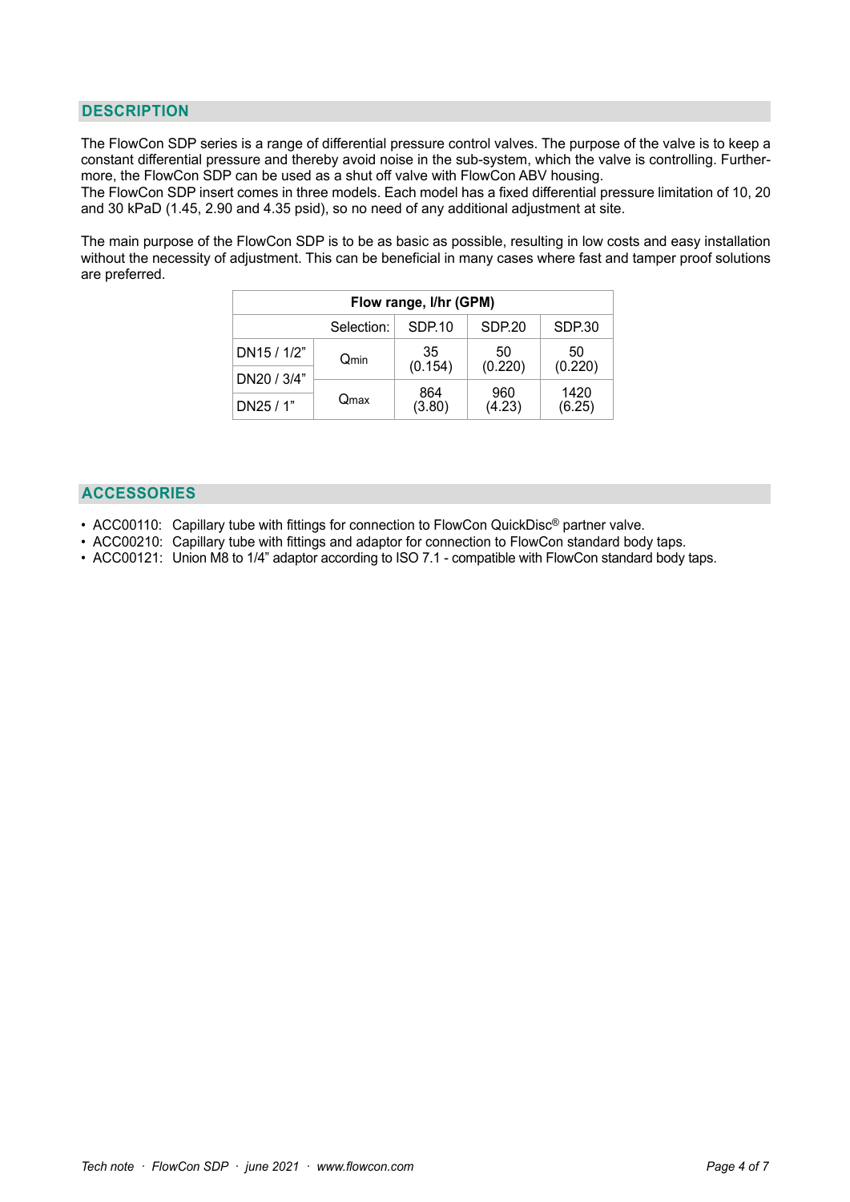## DESCRIPTION

The FlowCon SDP series is a range of differential pressure control valves. The purpose of the valve is to keep a constant differential pressure and thereby avoid noise in the sub-system, which the valve is controlling. Furthermore, the FlowCon SDP can be used as a shut off valve with FlowCon ABV housing.
The FlowCon SDP insert comes in three models. Each model has a fixed differential pressure limitation of 10, 20 and 30 kPaD (1.45, 2.90 and 4.35 psid), so no need of any additional adjustment at site.

The main purpose of the FlowCon SDP is to be as basic as possible, resulting in low costs and easy installation without the necessity of adjustment. This can be beneficial in many cases where fast and tamper proof solutions are preferred.

| **Flow range, l/hr (GPM)** | | | | |
|---|---|---|---|---|
| | Selection: | SDP.10 | SDP.20 | SDP.30 |
| DN15 / 1/2" | $Q_{min}$ | 35 (0.154) | 50 (0.220) | 50 (0.220) |
| DN20 / 3/4" | | | | |
| DN25 / 1" | $Q_{max}$ | 864 (3.80) | 960 (4.23) | 1420 (6.25) |

## ACCESSORIES

- ACC00110: Capillary tube with fittings for connection to FlowCon QuickDisc® partner valve.
- ACC00210: Capillary tube with fittings and adaptor for connection to FlowCon standard body taps.
- ACC00121: Union M8 to 1/4" adaptor according to ISO 7.1 - compatible with FlowCon standard body taps.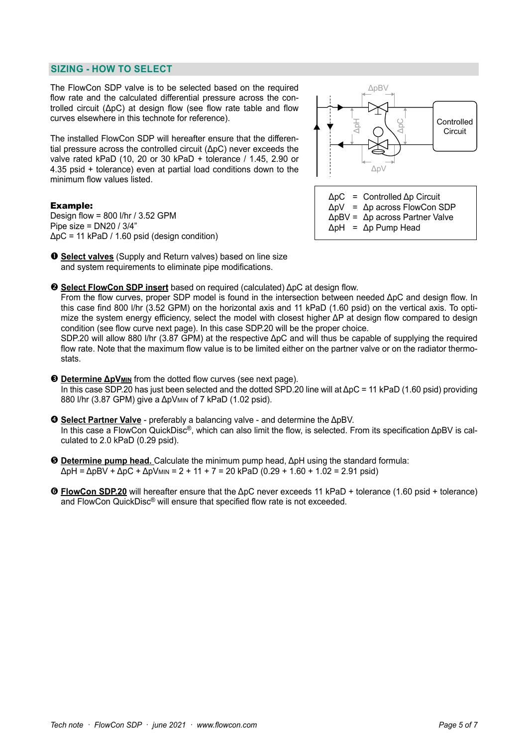## SIZING - HOW TO SELECT

The FlowCon SDP valve is to be selected based on the required flow rate and the calculated differential pressure across the controlled circuit (ΔpC) at design flow (see flow rate table and flow curves elsewhere in this technote for reference).

The installed FlowCon SDP will hereafter ensure that the differential pressure across the controlled circuit (ΔpC) never exceeds the valve rated kPaD (10, 20 or 30 kPaD + tolerance / 1.45, 2.90 or 4.35 psid + tolerance) even at partial load conditions down to the minimum flow values listed.

ΔpC = Controlled Δp Circuit
ΔpV = Δp across FlowCon SDP
ΔpBV = Δp across Partner Valve
ΔpH = Δp Pump Head

**Example:**
Design flow = 800 l/hr / 3.52 GPM
Pipe size = DN20 / 3/4"
ΔpC = 11 kPaD / 1.60 psid (design condition)

❶ **Select valves** (Supply and Return valves) based on line size and system requirements to eliminate pipe modifications.

❷ **Select FlowCon SDP insert** based on required (calculated) ΔpC at design flow.
From the flow curves, proper SDP model is found in the intersection between needed ΔpC and design flow. In this case find 800 l/hr (3.52 GPM) on the horizontal axis and 11 kPaD (1.60 psid) on the vertical axis. To optimize the system energy efficiency, select the model with closest higher ΔP at design flow compared to design condition (see flow curve next page). In this case SDP.20 will be the proper choice.
SDP.20 will allow 880 l/hr (3.87 GPM) at the respective ΔpC and will thus be capable of supplying the required flow rate. Note that the maximum flow value is to be limited either on the partner valve or on the radiator thermostats.

❸ **Determine $\Delta pV_{MIN}$** from the dotted flow curves (see next page).
In this case SDP.20 has just been selected and the dotted SPD.20 line will at ΔpC = 11 kPaD (1.60 psid) providing 880 l/hr (3.87 GPM) give a $\Delta pV_{MIN}$ of 7 kPaD (1.02 psid).

❹ **Select Partner Valve** - preferably a balancing valve - and determine the ΔpBV.
In this case a FlowCon QuickDisc®, which can also limit the flow, is selected. From its specification ΔpBV is calculated to 2.0 kPaD (0.29 psid).

❺ **Determine pump head.** Calculate the minimum pump head, ΔpH using the standard formula:
$\Delta pH = \Delta pBV + \Delta pC + \Delta pV_{MIN} = 2 + 11 + 7 = 20$ kPaD ($0.29 + 1.60 + 1.02 = 2.91$ psid)

❻ **FlowCon SDP.20** will hereafter ensure that the ΔpC never exceeds 11 kPaD + tolerance (1.60 psid + tolerance) and FlowCon QuickDisc® will ensure that specified flow rate is not exceeded.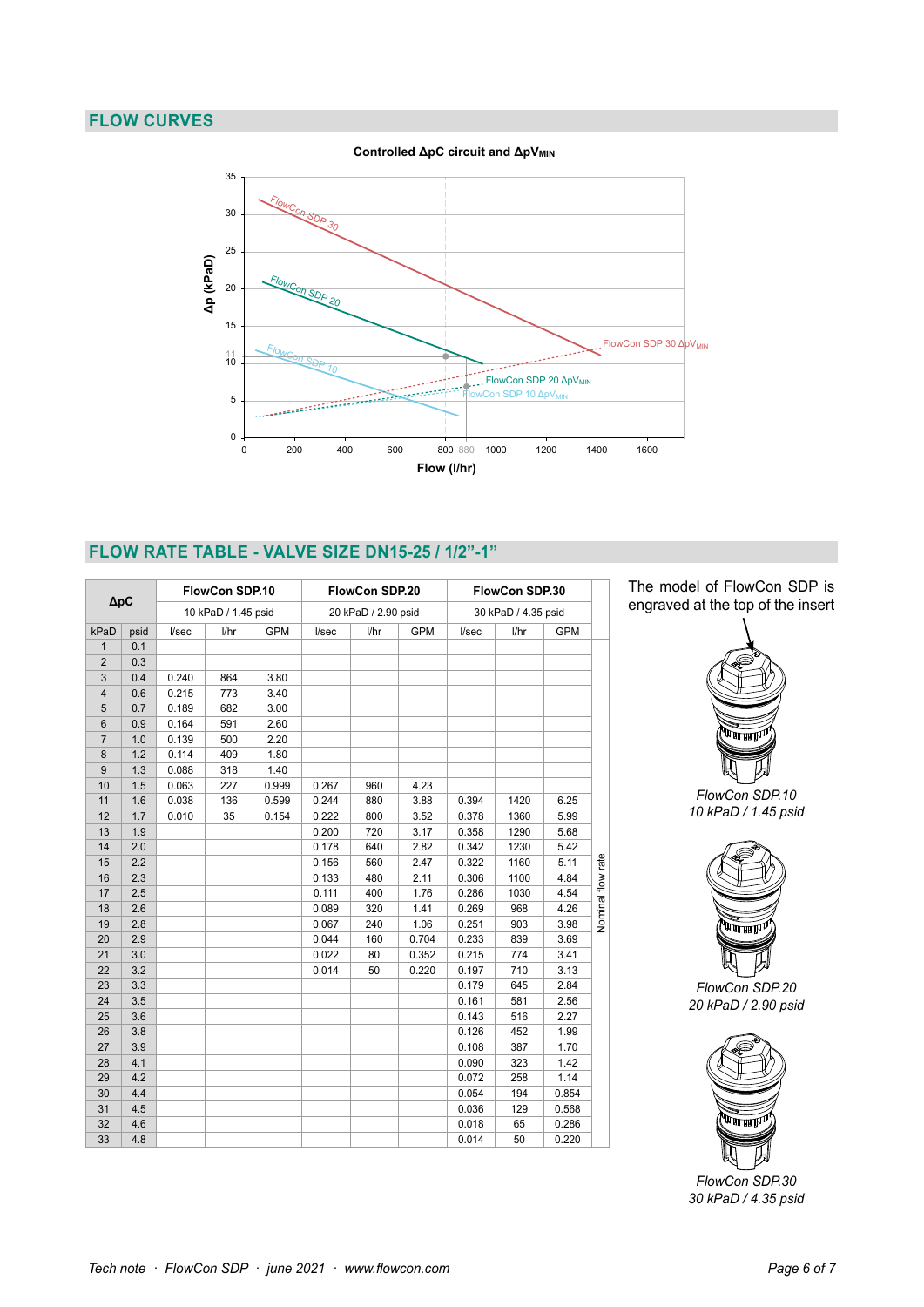## FLOW CURVES

**Controlled ΔpC circuit and $\Delta pV_{MIN}$**

Δp (kPaD)

Flow (l/hr)

FlowCon SDP 30 · FlowCon SDP 20 · FlowCon SDP 10 · FlowCon SDP 30 $\Delta pV_{MIN}$ · FlowCon SDP 20 $\Delta pV_{MIN}$ · FlowCon SDP 10 $\Delta pV_{MIN}$

## FLOW RATE TABLE - VALVE SIZE DN15-25 / 1/2”-1”

| ΔpC | | FlowCon SDP.10 | | | FlowCon SDP.20 | | | FlowCon SDP.30 | | |
|---|---|---|---|---|---|---|---|---|---|---|
| | | 10 kPaD / 1.45 psid | | | 20 kPaD / 2.90 psid | | | 30 kPaD / 4.35 psid | | |
| kPaD | psid | l/sec | l/hr | GPM | l/sec | l/hr | GPM | l/sec | l/hr | GPM |
| 1 | 0.1 | | | | | | | | | |
| 2 | 0.3 | | | | | | | | | |
| 3 | 0.4 | 0.240 | 864 | 3.80 | | | | | | |
| 4 | 0.6 | 0.215 | 773 | 3.40 | | | | | | |
| 5 | 0.7 | 0.189 | 682 | 3.00 | | | | | | |
| 6 | 0.9 | 0.164 | 591 | 2.60 | | | | | | |
| 7 | 1.0 | 0.139 | 500 | 2.20 | | | | | | |
| 8 | 1.2 | 0.114 | 409 | 1.80 | | | | | | |
| 9 | 1.3 | 0.088 | 318 | 1.40 | | | | | | |
| 10 | 1.5 | 0.063 | 227 | 0.999 | 0.267 | 960 | 4.23 | | | |
| 11 | 1.6 | 0.038 | 136 | 0.599 | 0.244 | 880 | 3.88 | 0.394 | 1420 | 6.25 |
| 12 | 1.7 | 0.010 | 35 | 0.154 | 0.222 | 800 | 3.52 | 0.378 | 1360 | 5.99 |
| 13 | 1.9 | | | | 0.200 | 720 | 3.17 | 0.358 | 1290 | 5.68 |
| 14 | 2.0 | | | | 0.178 | 640 | 2.82 | 0.342 | 1230 | 5.42 |
| 15 | 2.2 | | | | 0.156 | 560 | 2.47 | 0.322 | 1160 | 5.11 |
| 16 | 2.3 | | | | 0.133 | 480 | 2.11 | 0.306 | 1100 | 4.84 |
| 17 | 2.5 | | | | 0.111 | 400 | 1.76 | 0.286 | 1030 | 4.54 |
| 18 | 2.6 | | | | 0.089 | 320 | 1.41 | 0.269 | 968 | 4.26 |
| 19 | 2.8 | | | | 0.067 | 240 | 1.06 | 0.251 | 903 | 3.98 |
| 20 | 2.9 | | | | 0.044 | 160 | 0.704 | 0.233 | 839 | 3.69 |
| 21 | 3.0 | | | | 0.022 | 80 | 0.352 | 0.215 | 774 | 3.41 |
| 22 | 3.2 | | | | 0.014 | 50 | 0.220 | 0.197 | 710 | 3.13 |
| 23 | 3.3 | | | | | | | 0.179 | 645 | 2.84 |
| 24 | 3.5 | | | | | | | 0.161 | 581 | 2.56 |
| 25 | 3.6 | | | | | | | 0.143 | 516 | 2.27 |
| 26 | 3.8 | | | | | | | 0.126 | 452 | 1.99 |
| 27 | 3.9 | | | | | | | 0.108 | 387 | 1.70 |
| 28 | 4.1 | | | | | | | 0.090 | 323 | 1.42 |
| 29 | 4.2 | | | | | | | 0.072 | 258 | 1.14 |
| 30 | 4.4 | | | | | | | 0.054 | 194 | 0.854 |
| 31 | 4.5 | | | | | | | 0.036 | 129 | 0.568 |
| 32 | 4.6 | | | | | | | 0.018 | 65 | 0.286 |
| 33 | 4.8 | | | | | | | 0.014 | 50 | 0.220 |

Nominal flow rate

The model of FlowCon SDP is engraved at the top of the insert

*FlowCon SDP.10*
*10 kPaD / 1.45 psid*

*FlowCon SDP.20*
*20 kPaD / 2.90 psid*

*FlowCon SDP.30*
*30 kPaD / 4.35 psid*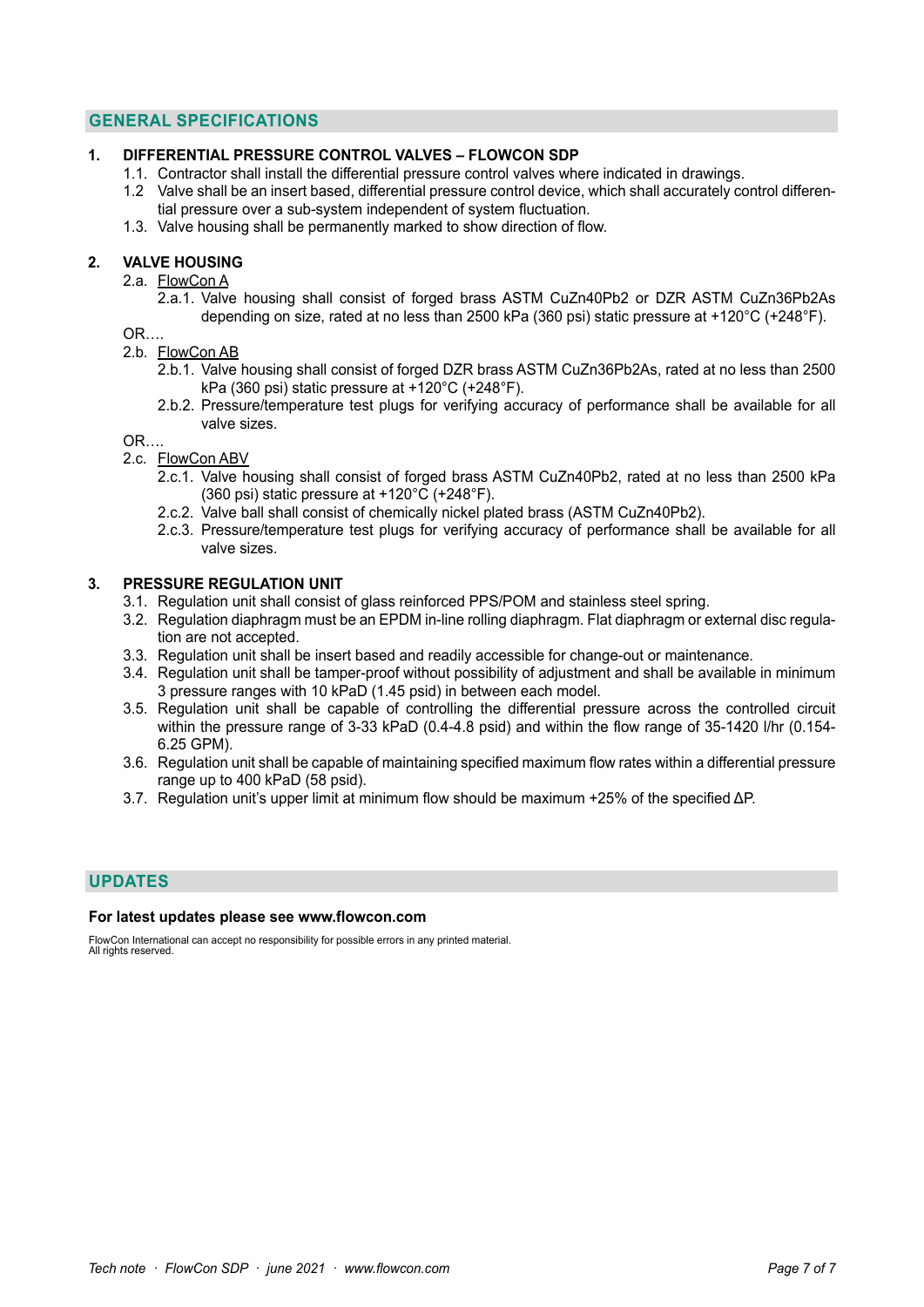## GENERAL SPECIFICATIONS

### 1. DIFFERENTIAL PRESSURE CONTROL VALVES – FLOWCON SDP

1.1. Contractor shall install the differential pressure control valves where indicated in drawings.

1.2 Valve shall be an insert based, differential pressure control device, which shall accurately control differential pressure over a sub-system independent of system fluctuation.

1.3. Valve housing shall be permanently marked to show direction of flow.

### 2. VALVE HOUSING

2.a. FlowCon A

2.a.1. Valve housing shall consist of forged brass ASTM CuZn40Pb2 or DZR ASTM CuZn36Pb2As depending on size, rated at no less than 2500 kPa (360 psi) static pressure at +120°C (+248°F).

OR….

2.b. FlowCon AB

2.b.1. Valve housing shall consist of forged DZR brass ASTM CuZn36Pb2As, rated at no less than 2500 kPa (360 psi) static pressure at +120°C (+248°F).

2.b.2. Pressure/temperature test plugs for verifying accuracy of performance shall be available for all valve sizes.

OR….

2.c. FlowCon ABV

2.c.1. Valve housing shall consist of forged brass ASTM CuZn40Pb2, rated at no less than 2500 kPa (360 psi) static pressure at +120°C (+248°F).

2.c.2. Valve ball shall consist of chemically nickel plated brass (ASTM CuZn40Pb2).

2.c.3. Pressure/temperature test plugs for verifying accuracy of performance shall be available for all valve sizes.

### 3. PRESSURE REGULATION UNIT

3.1. Regulation unit shall consist of glass reinforced PPS/POM and stainless steel spring.

3.2. Regulation diaphragm must be an EPDM in-line rolling diaphragm. Flat diaphragm or external disc regulation are not accepted.

3.3. Regulation unit shall be insert based and readily accessible for change-out or maintenance.

3.4. Regulation unit shall be tamper-proof without possibility of adjustment and shall be available in minimum 3 pressure ranges with 10 kPaD (1.45 psid) in between each model.

3.5. Regulation unit shall be capable of controlling the differential pressure across the controlled circuit within the pressure range of 3-33 kPaD (0.4-4.8 psid) and within the flow range of 35-1420 l/hr (0.154-6.25 GPM).

3.6. Regulation unit shall be capable of maintaining specified maximum flow rates within a differential pressure range up to 400 kPaD (58 psid).

3.7. Regulation unit's upper limit at minimum flow should be maximum +25% of the specified $\Delta P$.

## UPDATES

**For latest updates please see www.flowcon.com**

FlowCon International can accept no responsibility for possible errors in any printed material.
All rights reserved.